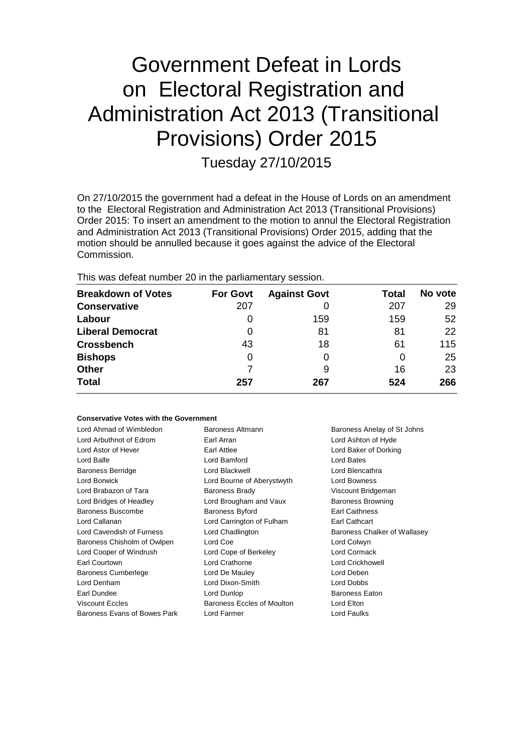# Government Defeat in Lords on Electoral Registration and Administration Act 2013 (Transitional Provisions) Order 2015

Tuesday 27/10/2015

On 27/10/2015 the government had a defeat in the House of Lords on an amendment to the Electoral Registration and Administration Act 2013 (Transitional Provisions) Order 2015: To insert an amendment to the motion to annul the Electoral Registration and Administration Act 2013 (Transitional Provisions) Order 2015, adding that the motion should be annulled because it goes against the advice of the Electoral Commission.

This was defeat number 20 in the parliamentary session.

| Breakdown of Votes | For Govt | Against Govt | Total | No vote |
|---|---|---|---|---|
| **Conservative** | 207 | 0 | 207 | 29 |
| **Labour** | 0 | 159 | 159 | 52 |
| **Liberal Democrat** | 0 | 81 | 81 | 22 |
| **Crossbench** | 43 | 18 | 61 | 115 |
| **Bishops** | 0 | 0 | 0 | 25 |
| **Other** | 7 | 9 | 16 | 23 |
| **Total** | **257** | **267** | **524** | **266** |

**Conservative Votes with the Government**

Lord Ahmad of Wimbledon
Baroness Altmann
Baroness Anelay of St Johns
Lord Arbuthnot of Edrom
Earl Arran
Lord Ashton of Hyde
Lord Astor of Hever
Earl Attlee
Lord Baker of Dorking
Lord Balfe
Lord Bamford
Lord Bates
Baroness Berridge
Lord Blackwell
Lord Blencathra
Lord Borwick
Lord Bourne of Aberystwyth
Lord Bowness
Lord Brabazon of Tara
Baroness Brady
Viscount Bridgeman
Lord Bridges of Headley
Lord Brougham and Vaux
Baroness Browning
Baroness Buscombe
Baroness Byford
Earl Caithness
Lord Callanan
Lord Carrington of Fulham
Earl Cathcart
Lord Cavendish of Furness
Lord Chadlington
Baroness Chalker of Wallasey
Baroness Chisholm of Owlpen
Lord Coe
Lord Colwyn
Lord Cooper of Windrush
Lord Cope of Berkeley
Lord Cormack
Earl Courtown
Lord Crathorne
Lord Crickhowell
Baroness Cumberlege
Lord De Mauley
Lord Deben
Lord Denham
Lord Dixon-Smith
Lord Dobbs
Earl Dundee
Lord Dunlop
Baroness Eaton
Viscount Eccles
Baroness Eccles of Moulton
Lord Elton
Baroness Evans of Bowes Park
Lord Farmer
Lord Faulks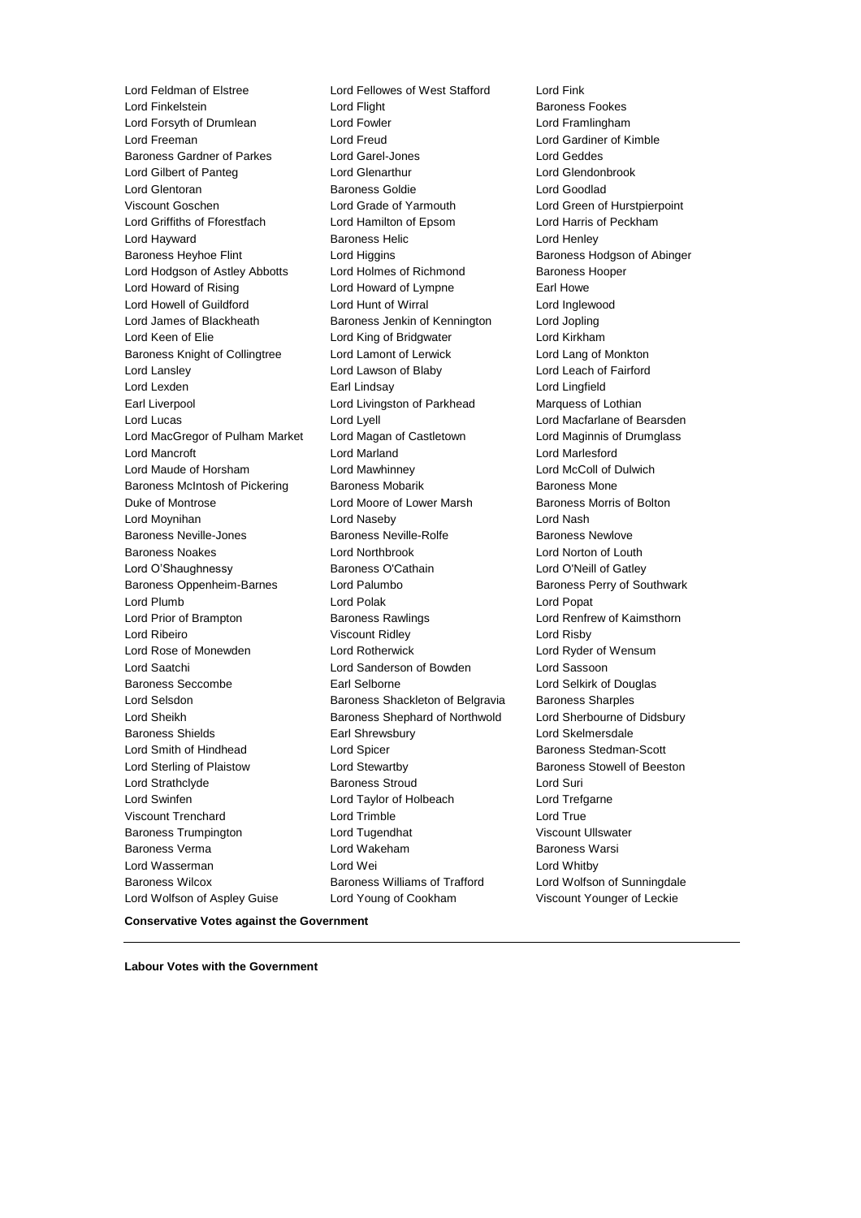Lord Feldman of Elstree
Lord Fellowes of West Stafford
Lord Fink
Lord Finkelstein
Lord Flight
Baroness Fookes
Lord Forsyth of Drumlean
Lord Fowler
Lord Framlingham
Lord Freeman
Lord Freud
Lord Gardiner of Kimble
Baroness Gardner of Parkes
Lord Garel-Jones
Lord Geddes
Lord Gilbert of Panteg
Lord Glenarthur
Lord Glendonbrook
Lord Glentoran
Baroness Goldie
Lord Goodlad
Viscount Goschen
Lord Grade of Yarmouth
Lord Green of Hurstpierpoint
Lord Griffiths of Fforestfach
Lord Hamilton of Epsom
Lord Harris of Peckham
Lord Hayward
Baroness Helic
Lord Henley
Baroness Heyhoe Flint
Lord Higgins
Baroness Hodgson of Abinger
Lord Hodgson of Astley Abbotts
Lord Holmes of Richmond
Baroness Hooper
Lord Howard of Rising
Lord Howard of Lympne
Earl Howe
Lord Howell of Guildford
Lord Hunt of Wirral
Lord Inglewood
Lord James of Blackheath
Baroness Jenkin of Kennington
Lord Jopling
Lord Keen of Elie
Lord King of Bridgwater
Lord Kirkham
Baroness Knight of Collingtree
Lord Lamont of Lerwick
Lord Lang of Monkton
Lord Lansley
Lord Lawson of Blaby
Lord Leach of Fairford
Lord Lexden
Earl Lindsay
Lord Lingfield
Earl Liverpool
Lord Livingston of Parkhead
Marquess of Lothian
Lord Lucas
Lord Lyell
Lord Macfarlane of Bearsden
Lord MacGregor of Pulham Market
Lord Magan of Castletown
Lord Maginnis of Drumglass
Lord Mancroft
Lord Marland
Lord Marlesford
Lord Maude of Horsham
Lord Mawhinney
Lord McColl of Dulwich
Baroness McIntosh of Pickering
Baroness Mobarik
Baroness Mone
Duke of Montrose
Lord Moore of Lower Marsh
Baroness Morris of Bolton
Lord Moynihan
Lord Naseby
Lord Nash
Baroness Neville-Jones
Baroness Neville-Rolfe
Baroness Newlove
Baroness Noakes
Lord Northbrook
Lord Norton of Louth
Lord O'Shaughnessy
Baroness O'Cathain
Lord O'Neill of Gatley
Baroness Oppenheim-Barnes
Lord Palumbo
Baroness Perry of Southwark
Lord Plumb
Lord Polak
Lord Popat
Lord Prior of Brampton
Baroness Rawlings
Lord Renfrew of Kaimsthorn
Lord Ribeiro
Viscount Ridley
Lord Risby
Lord Rose of Monewden
Lord Rotherwick
Lord Ryder of Wensum
Lord Saatchi
Lord Sanderson of Bowden
Lord Sassoon
Baroness Seccombe
Earl Selborne
Lord Selkirk of Douglas
Lord Selsdon
Baroness Shackleton of Belgravia
Baroness Sharples
Lord Sheikh
Baroness Shephard of Northwold
Lord Sherbourne of Didsbury
Baroness Shields
Earl Shrewsbury
Lord Skelmersdale
Lord Smith of Hindhead
Lord Spicer
Baroness Stedman-Scott
Lord Sterling of Plaistow
Lord Stewartby
Baroness Stowell of Beeston
Lord Strathclyde
Baroness Stroud
Lord Suri
Lord Swinfen
Lord Taylor of Holbeach
Lord Trefgarne
Viscount Trenchard
Lord Trimble
Lord True
Baroness Trumpington
Lord Tugendhat
Viscount Ullswater
Baroness Verma
Lord Wakeham
Baroness Warsi
Lord Wasserman
Lord Wei
Lord Whitby
Baroness Wilcox
Baroness Williams of Trafford
Lord Wolfson of Sunningdale
Lord Wolfson of Aspley Guise
Lord Young of Cookham
Viscount Younger of Leckie

**Conservative Votes against the Government**

---

**Labour Votes with the Government**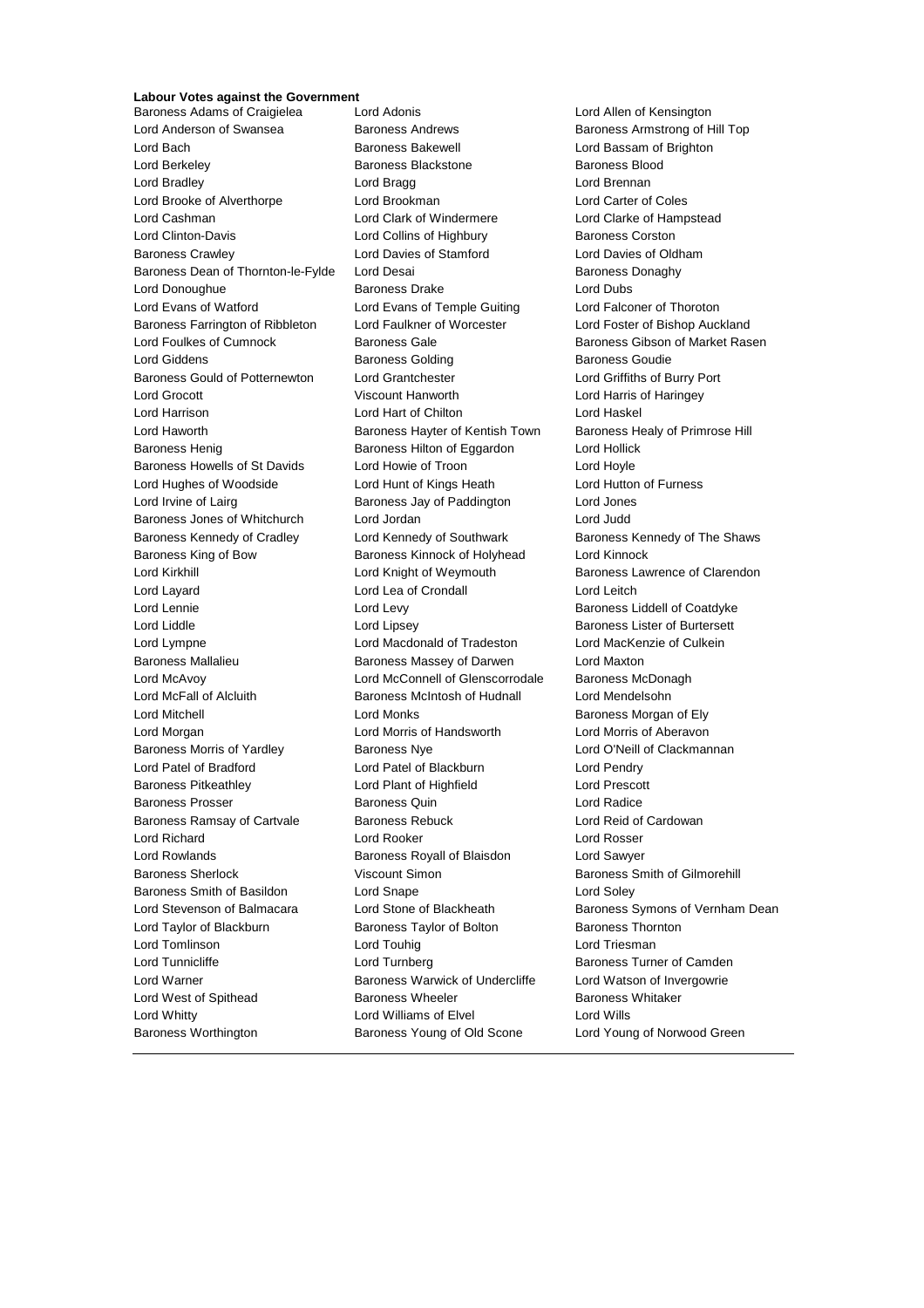**Labour Votes against the Government**

Baroness Adams of Craigielea
Lord Adonis
Lord Allen of Kensington
Lord Anderson of Swansea
Baroness Andrews
Baroness Armstrong of Hill Top
Lord Bach
Baroness Bakewell
Lord Bassam of Brighton
Lord Berkeley
Baroness Blackstone
Baroness Blood
Lord Bradley
Lord Bragg
Lord Brennan
Lord Brooke of Alverthorpe
Lord Brookman
Lord Carter of Coles
Lord Cashman
Lord Clark of Windermere
Lord Clarke of Hampstead
Lord Clinton-Davis
Lord Collins of Highbury
Baroness Corston
Baroness Crawley
Lord Davies of Stamford
Lord Davies of Oldham
Baroness Dean of Thornton-le-Fylde
Lord Desai
Baroness Donaghy
Lord Donoughue
Baroness Drake
Lord Dubs
Lord Evans of Watford
Lord Evans of Temple Guiting
Lord Falconer of Thoroton
Baroness Farrington of Ribbleton
Lord Faulkner of Worcester
Lord Foster of Bishop Auckland
Lord Foulkes of Cumnock
Baroness Gale
Baroness Gibson of Market Rasen
Lord Giddens
Baroness Golding
Baroness Goudie
Baroness Gould of Potternewton
Lord Grantchester
Lord Griffiths of Burry Port
Lord Grocott
Viscount Hanworth
Lord Harris of Haringey
Lord Harrison
Lord Hart of Chilton
Lord Haskel
Lord Haworth
Baroness Hayter of Kentish Town
Baroness Healy of Primrose Hill
Baroness Henig
Baroness Hilton of Eggardon
Lord Hollick
Baroness Howells of St Davids
Lord Howie of Troon
Lord Hoyle
Lord Hughes of Woodside
Lord Hunt of Kings Heath
Lord Hutton of Furness
Lord Irvine of Lairg
Baroness Jay of Paddington
Lord Jones
Baroness Jones of Whitchurch
Lord Jordan
Lord Judd
Baroness Kennedy of Cradley
Lord Kennedy of Southwark
Baroness Kennedy of The Shaws
Baroness King of Bow
Baroness Kinnock of Holyhead
Lord Kinnock
Lord Kirkhill
Lord Knight of Weymouth
Baroness Lawrence of Clarendon
Lord Layard
Lord Lea of Crondall
Lord Leitch
Lord Lennie
Lord Levy
Baroness Liddell of Coatdyke
Lord Liddle
Lord Lipsey
Baroness Lister of Burtersett
Lord Lympne
Lord Macdonald of Tradeston
Lord MacKenzie of Culkein
Baroness Mallalieu
Baroness Massey of Darwen
Lord Maxton
Lord McAvoy
Lord McConnell of Glenscorrodale
Baroness McDonagh
Lord McFall of Alcluith
Baroness McIntosh of Hudnall
Lord Mendelsohn
Lord Mitchell
Lord Monks
Baroness Morgan of Ely
Lord Morgan
Lord Morris of Handsworth
Lord Morris of Aberavon
Baroness Morris of Yardley
Baroness Nye
Lord O'Neill of Clackmannan
Lord Patel of Bradford
Lord Patel of Blackburn
Lord Pendry
Baroness Pitkeathley
Lord Plant of Highfield
Lord Prescott
Baroness Prosser
Baroness Quin
Lord Radice
Baroness Ramsay of Cartvale
Baroness Rebuck
Lord Reid of Cardowan
Lord Richard
Lord Rooker
Lord Rosser
Lord Rowlands
Baroness Royall of Blaisdon
Lord Sawyer
Baroness Sherlock
Viscount Simon
Baroness Smith of Gilmorehill
Baroness Smith of Basildon
Lord Snape
Lord Soley
Lord Stevenson of Balmacara
Lord Stone of Blackheath
Baroness Symons of Vernham Dean
Lord Taylor of Blackburn
Baroness Taylor of Bolton
Baroness Thornton
Lord Tomlinson
Lord Touhig
Lord Triesman
Lord Tunnicliffe
Lord Turnberg
Baroness Turner of Camden
Lord Warner
Baroness Warwick of Undercliffe
Lord Watson of Invergowrie
Lord West of Spithead
Baroness Wheeler
Baroness Whitaker
Lord Whitty
Lord Williams of Elvel
Lord Wills
Baroness Worthington
Baroness Young of Old Scone
Lord Young of Norwood Green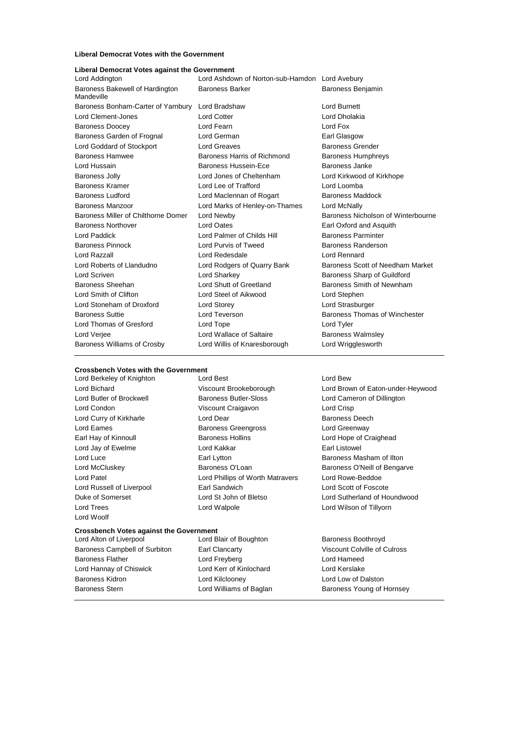**Liberal Democrat Votes with the Government**

**Liberal Democrat Votes against the Government**

Lord Addington | Lord Ashdown of Norton-sub-Hamdon | Lord Avebury
Baroness Bakewell of Hardington Mandeville | Baroness Barker | Baroness Benjamin
Baroness Bonham-Carter of Yarnbury | Lord Bradshaw | Lord Burnett
Lord Clement-Jones | Lord Cotter | Lord Dholakia
Baroness Doocey | Lord Fearn | Lord Fox
Baroness Garden of Frognal | Lord German | Earl Glasgow
Lord Goddard of Stockport | Lord Greaves | Baroness Grender
Baroness Hamwee | Baroness Harris of Richmond | Baroness Humphreys
Lord Hussain | Baroness Hussein-Ece | Baroness Janke
Baroness Jolly | Lord Jones of Cheltenham | Lord Kirkwood of Kirkhope
Baroness Kramer | Lord Lee of Trafford | Lord Loomba
Baroness Ludford | Lord Maclennan of Rogart | Baroness Maddock
Baroness Manzoor | Lord Marks of Henley-on-Thames | Lord McNally
Baroness Miller of Chilthorne Domer | Lord Newby | Baroness Nicholson of Winterbourne
Baroness Northover | Lord Oates | Earl Oxford and Asquith
Lord Paddick | Lord Palmer of Childs Hill | Baroness Parminter
Baroness Pinnock | Lord Purvis of Tweed | Baroness Randerson
Lord Razzall | Lord Redesdale | Lord Rennard
Lord Roberts of Llandudno | Lord Rodgers of Quarry Bank | Baroness Scott of Needham Market
Lord Scriven | Lord Sharkey | Baroness Sharp of Guildford
Baroness Sheehan | Lord Shutt of Greetland | Baroness Smith of Newnham
Lord Smith of Clifton | Lord Steel of Aikwood | Lord Stephen
Lord Stoneham of Droxford | Lord Storey | Lord Strasburger
Baroness Suttie | Lord Teverson | Baroness Thomas of Winchester
Lord Thomas of Gresford | Lord Tope | Lord Tyler
Lord Verjee | Lord Wallace of Saltaire | Baroness Walmsley
Baroness Williams of Crosby | Lord Willis of Knaresborough | Lord Wrigglesworth

**Crossbench Votes with the Government**

Lord Berkeley of Knighton | Lord Best | Lord Bew
Lord Bichard | Viscount Brookeborough | Lord Brown of Eaton-under-Heywood
Lord Butler of Brockwell | Baroness Butler-Sloss | Lord Cameron of Dillington
Lord Condon | Viscount Craigavon | Lord Crisp
Lord Curry of Kirkharle | Lord Dear | Baroness Deech
Lord Eames | Baroness Greengross | Lord Greenway
Earl Hay of Kinnoull | Baroness Hollins | Lord Hope of Craighead
Lord Jay of Ewelme | Lord Kakkar | Earl Listowel
Lord Luce | Earl Lytton | Baroness Masham of Ilton
Lord McCluskey | Baroness O'Loan | Baroness O'Neill of Bengarve
Lord Patel | Lord Phillips of Worth Matravers | Lord Rowe-Beddoe
Lord Russell of Liverpool | Earl Sandwich | Lord Scott of Foscote
Duke of Somerset | Lord St John of Bletso | Lord Sutherland of Houndwood
Lord Trees | Lord Walpole | Lord Wilson of Tillyorn
Lord Woolf

**Crossbench Votes against the Government**

Lord Alton of Liverpool | Lord Blair of Boughton | Baroness Boothroyd
Baroness Campbell of Surbiton | Earl Clancarty | Viscount Colville of Culross
Baroness Flather | Lord Freyberg | Lord Hameed
Lord Hannay of Chiswick | Lord Kerr of Kinlochard | Lord Kerslake
Baroness Kidron | Lord Kilclooney | Lord Low of Dalston
Baroness Stern | Lord Williams of Baglan | Baroness Young of Hornsey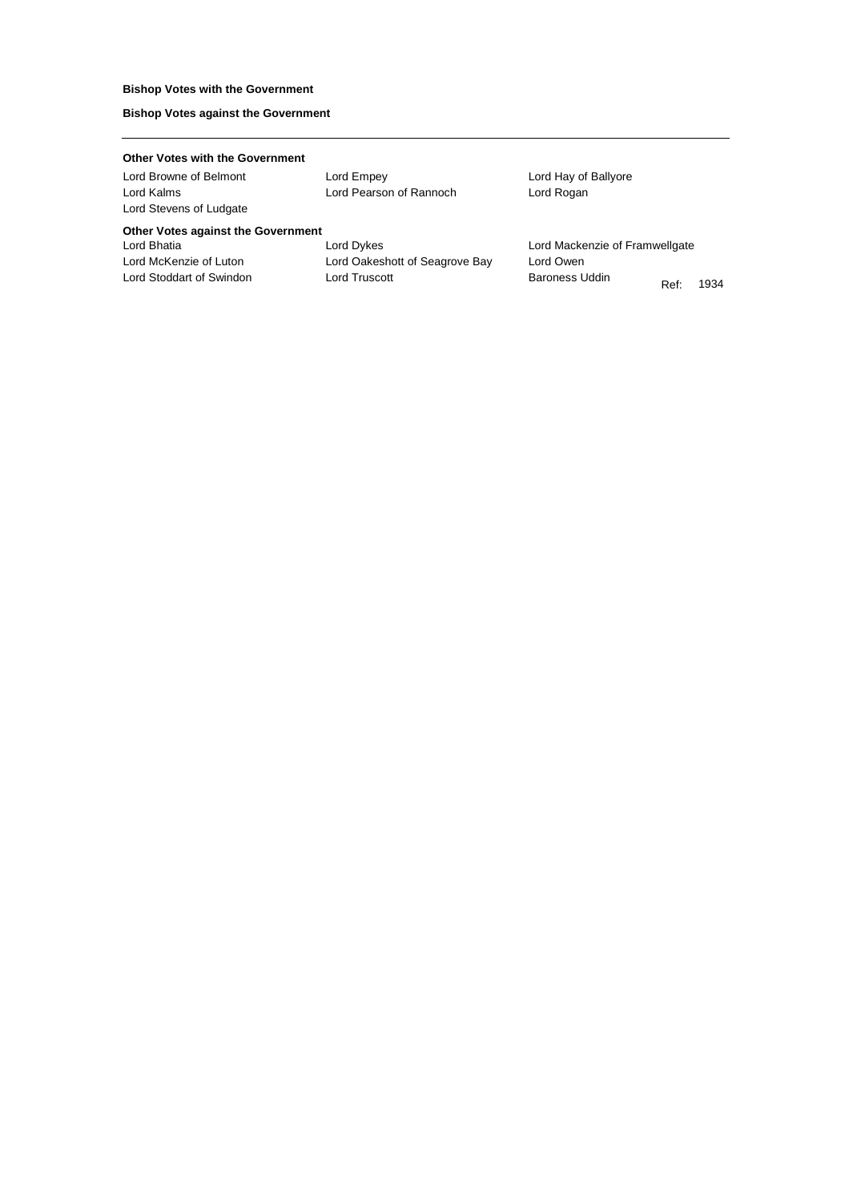**Bishop Votes with the Government**

**Bishop Votes against the Government**

---

**Other Votes with the Government**

| | | |
|---|---|---|
| Lord Browne of Belmont | Lord Empey | Lord Hay of Ballyore |
| Lord Kalms | Lord Pearson of Rannoch | Lord Rogan |
| Lord Stevens of Ludgate | | |

**Other Votes against the Government**

| | | |
|---|---|---|
| Lord Bhatia | Lord Dykes | Lord Mackenzie of Framwellgate |
| Lord McKenzie of Luton | Lord Oakeshott of Seagrove Bay | Lord Owen |
| Lord Stoddart of Swindon | Lord Truscott | Baroness Uddin |

Ref: 1934